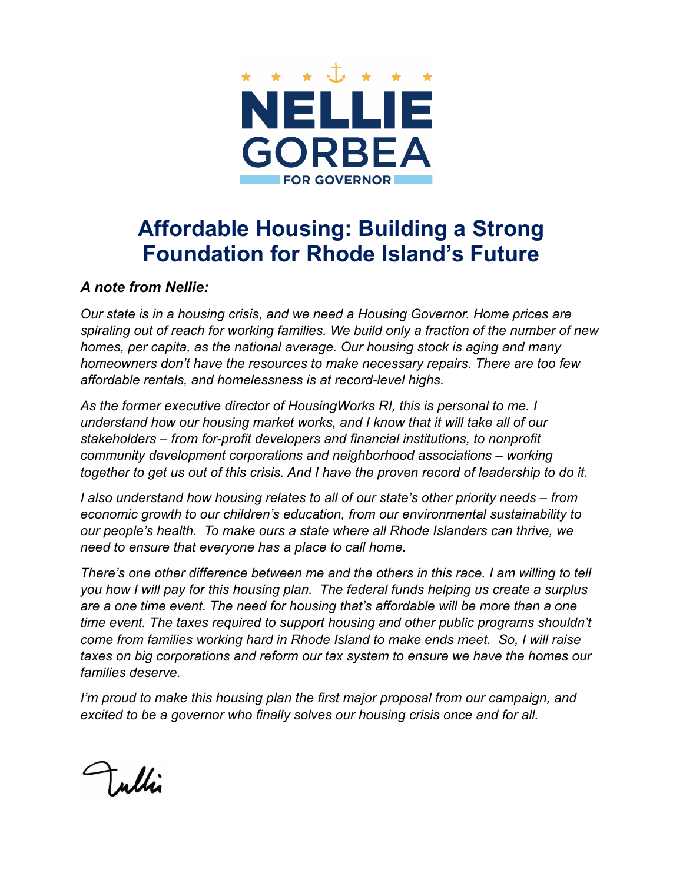NELLIE GORBEA FOR GOVERNOR

# Affordable Housing: Building a Strong Foundation for Rhode Island's Future

***A note from Nellie:***

*Our state is in a housing crisis, and we need a Housing Governor. Home prices are spiraling out of reach for working families. We build only a fraction of the number of new homes, per capita, as the national average. Our housing stock is aging and many homeowners don't have the resources to make necessary repairs. There are too few affordable rentals, and homelessness is at record-level highs.*

*As the former executive director of HousingWorks RI, this is personal to me. I understand how our housing market works, and I know that it will take all of our stakeholders – from for-profit developers and financial institutions, to nonprofit community development corporations and neighborhood associations – working together to get us out of this crisis. And I have the proven record of leadership to do it.*

*I also understand how housing relates to all of our state's other priority needs – from economic growth to our children's education, from our environmental sustainability to our people's health. To make ours a state where all Rhode Islanders can thrive, we need to ensure that everyone has a place to call home.*

*There's one other difference between me and the others in this race. I am willing to tell you how I will pay for this housing plan. The federal funds helping us create a surplus are a one time event. The need for housing that's affordable will be more than a one time event. The taxes required to support housing and other public programs shouldn't come from families working hard in Rhode Island to make ends meet. So, I will raise taxes on big corporations and reform our tax system to ensure we have the homes our families deserve.*

*I'm proud to make this housing plan the first major proposal from our campaign, and excited to be a governor who finally solves our housing crisis once and for all.*

Nellie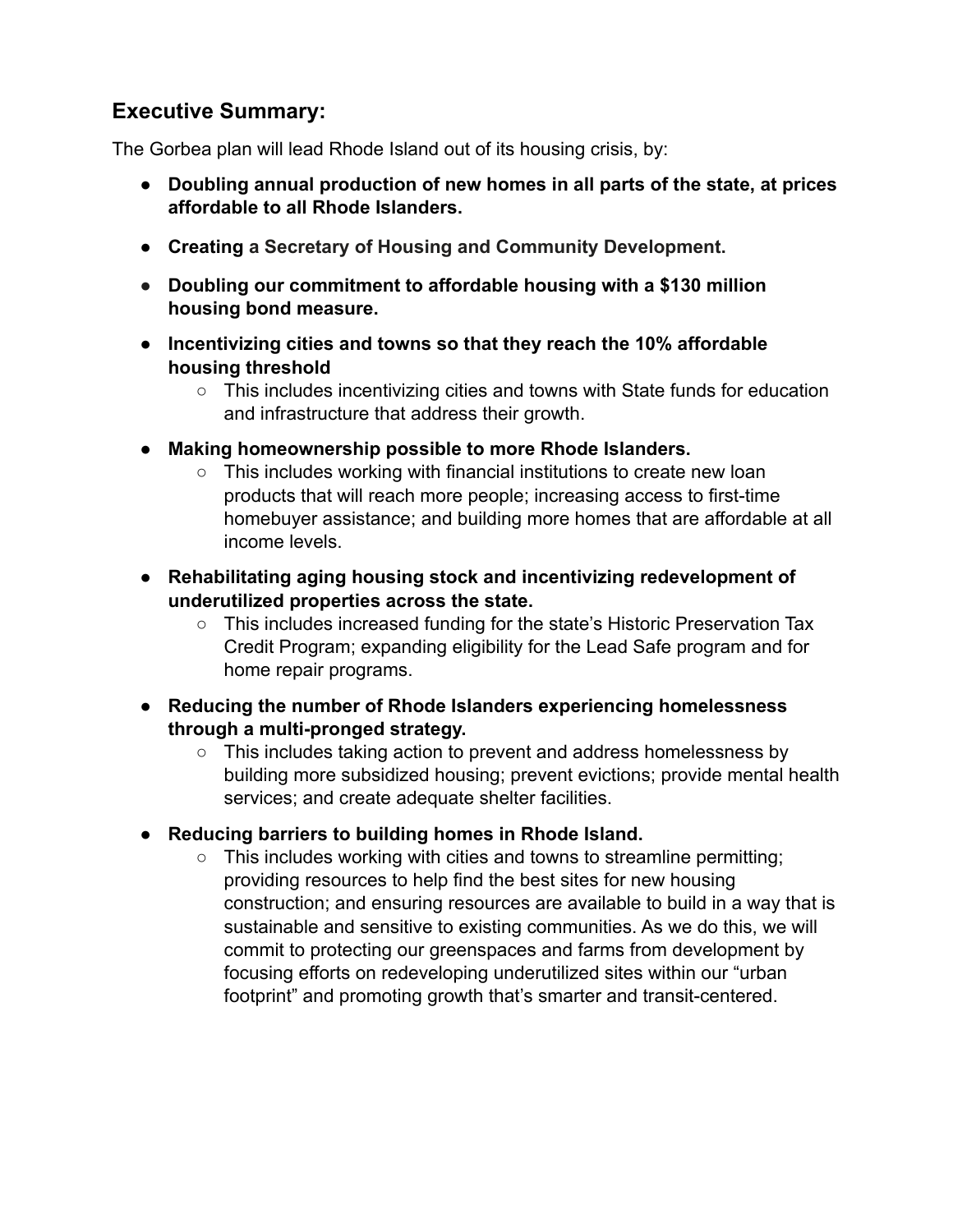## Executive Summary:

The Gorbea plan will lead Rhode Island out of its housing crisis, by:

- **Doubling annual production of new homes in all parts of the state, at prices affordable to all Rhode Islanders.**
- **Creating a Secretary of Housing and Community Development.**
- **Doubling our commitment to affordable housing with a $130 million housing bond measure.**
- **Incentivizing cities and towns so that they reach the 10% affordable housing threshold**
    - This includes incentivizing cities and towns with State funds for education and infrastructure that address their growth.
- **Making homeownership possible to more Rhode Islanders.**
    - This includes working with financial institutions to create new loan products that will reach more people; increasing access to first-time homebuyer assistance; and building more homes that are affordable at all income levels.
- **Rehabilitating aging housing stock and incentivizing redevelopment of underutilized properties across the state.**
    - This includes increased funding for the state's Historic Preservation Tax Credit Program; expanding eligibility for the Lead Safe program and for home repair programs.
- **Reducing the number of Rhode Islanders experiencing homelessness through a multi-pronged strategy.**
    - This includes taking action to prevent and address homelessness by building more subsidized housing; prevent evictions; provide mental health services; and create adequate shelter facilities.
- **Reducing barriers to building homes in Rhode Island.**
    - This includes working with cities and towns to streamline permitting; providing resources to help find the best sites for new housing construction; and ensuring resources are available to build in a way that is sustainable and sensitive to existing communities. As we do this, we will commit to protecting our greenspaces and farms from development by focusing efforts on redeveloping underutilized sites within our "urban footprint" and promoting growth that's smarter and transit-centered.